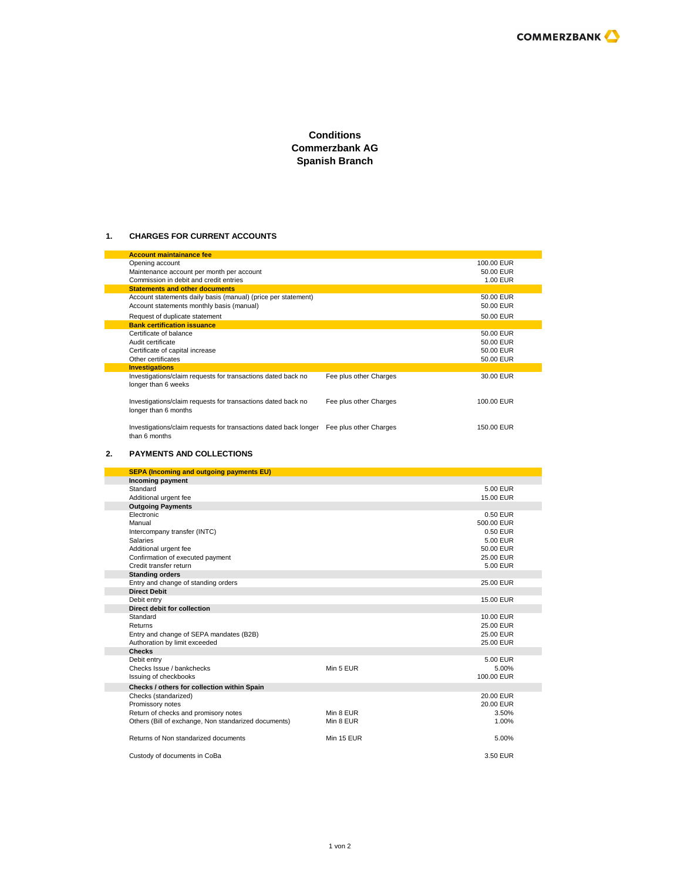# Conditions
# Commerzbank AG
# Spanish Branch

## 1. CHARGES FOR CURRENT ACCOUNTS

| | | |
|---|---|---|
| **Account maintainance fee** | | |
| Opening account | | 100.00 EUR |
| Maintenance account per month per account | | 50.00 EUR |
| Commission in debit and credit entries | | 1.00 EUR |
| **Statements and other documents** | | |
| Account statements daily basis (manual) (price per statement) | | 50.00 EUR |
| Account statements monthly basis (manual) | | 50.00 EUR |
| Request of duplicate statement | | 50.00 EUR |
| **Bank certification issuance** | | |
| Certificate of balance | | 50.00 EUR |
| Audit certificate | | 50.00 EUR |
| Certificate of capital increase | | 50.00 EUR |
| Other certificates | | 50.00 EUR |
| **Investigations** | | |
| Investigations/claim requests for transactions dated back no longer than 6 weeks | Fee plus other Charges | 30.00 EUR |
| Investigations/claim requests for transactions dated back no longer than 6 months | Fee plus other Charges | 100.00 EUR |
| Investigations/claim requests for transactions dated back longer than 6 months | Fee plus other Charges | 150.00 EUR |

## 2. PAYMENTS AND COLLECTIONS

| | | |
|---|---|---|
| **SEPA (Incoming and outgoing payments EU)** | | |
| **Incoming payment** | | |
| Standard | | 5.00 EUR |
| Additional urgent fee | | 15.00 EUR |
| **Outgoing Payments** | | |
| Electronic | | 0.50 EUR |
| Manual | | 500.00 EUR |
| Intercompany transfer (INTC) | | 0.50 EUR |
| Salaries | | 5.00 EUR |
| Additional urgent fee | | 50.00 EUR |
| Confirmation of executed payment | | 25.00 EUR |
| Credit transfer return | | 5.00 EUR |
| **Standing orders** | | |
| Entry and change of standing orders | | 25.00 EUR |
| **Direct Debit** | | |
| Debit entry | | 15.00 EUR |
| **Direct debit for collection** | | |
| Standard | | 10.00 EUR |
| Returns | | 25.00 EUR |
| Entry and change of SEPA mandates (B2B) | | 25.00 EUR |
| Authoration by limit exceeded | | 25.00 EUR |
| **Checks** | | |
| Debit entry | | 5.00 EUR |
| Checks Issue / bankchecks | Min 5 EUR | 5.00% |
| Issuing of checkbooks | | 100.00 EUR |
| **Checks / others for collection within Spain** | | |
| Checks (standarized) | | 20.00 EUR |
| Promissory notes | | 20.00 EUR |
| Return of checks and promisory notes | Min 8 EUR | 3.50% |
| Others (Bill of exchange, Non standarized documents) | Min 8 EUR | 1.00% |
| Returns of Non standarized documents | Min 15 EUR | 5.00% |
| Custody of documents in CoBa | | 3.50 EUR |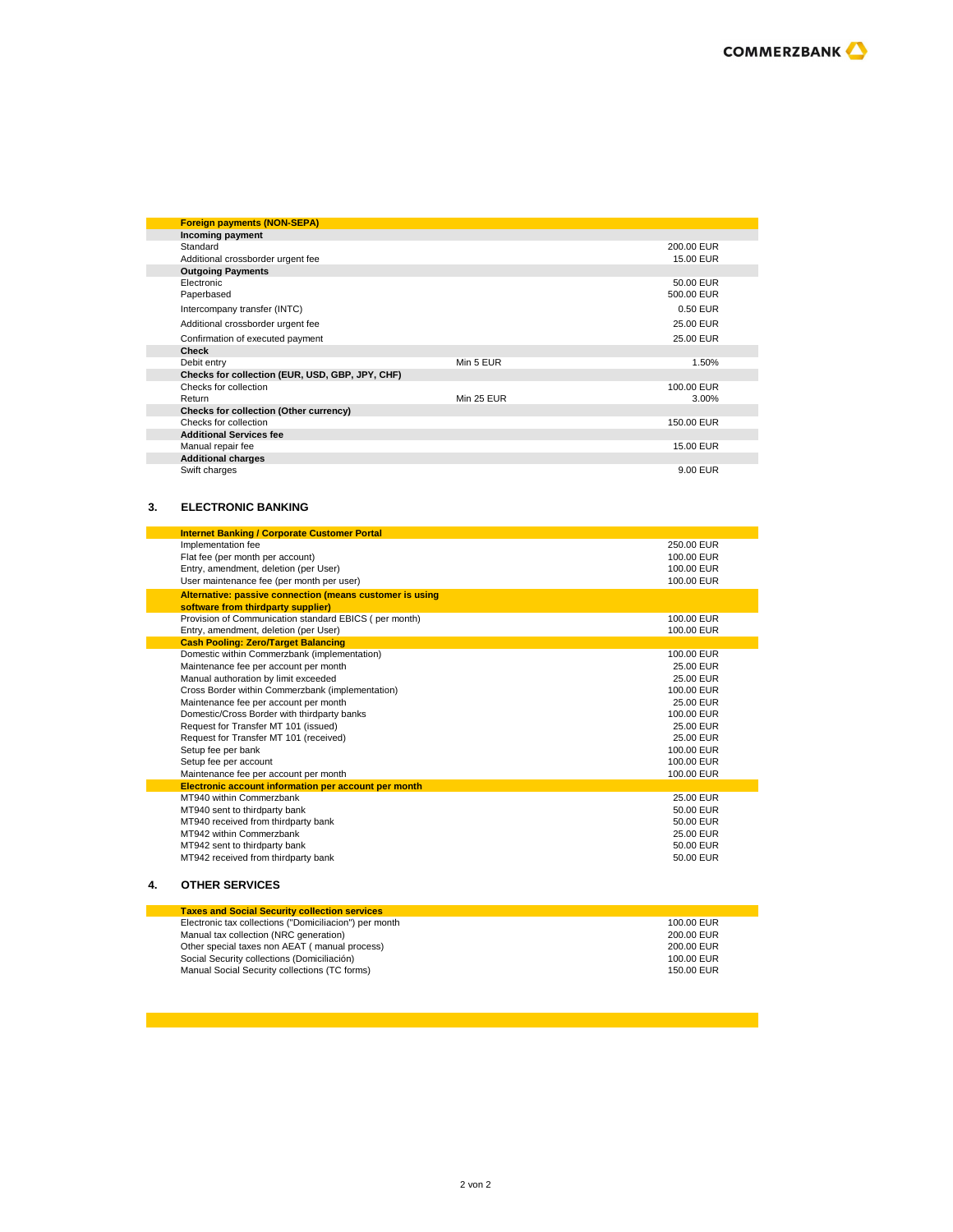| Foreign payments (NON-SEPA) | | |
|---|---|---|
| **Incoming payment** | | |
| Standard | | 200.00 EUR |
| Additional crossborder urgent fee | | 15.00 EUR |
| **Outgoing Payments** | | |
| Electronic | | 50.00 EUR |
| Paperbased | | 500.00 EUR |
| Intercompany transfer (INTC) | | 0.50 EUR |
| Additional crossborder urgent fee | | 25.00 EUR |
| Confirmation of executed payment | | 25.00 EUR |
| **Check** | | |
| Debit entry | Min 5 EUR | 1.50% |
| **Checks for collection (EUR, USD, GBP, JPY, CHF)** | | |
| Checks for collection | | 100.00 EUR |
| Return | Min 25 EUR | 3.00% |
| **Checks for collection (Other currency)** | | |
| Checks for collection | | 150.00 EUR |
| **Additional Services fee** | | |
| Manual repair fee | | 15.00 EUR |
| **Additional charges** | | |
| Swift charges | | 9.00 EUR |

## 3. ELECTRONIC BANKING

| Internet Banking / Corporate Customer Portal | |
|---|---|
| Implementation fee | 250.00 EUR |
| Flat fee (per month per account) | 100.00 EUR |
| Entry, amendment, deletion (per User) | 100.00 EUR |
| User maintenance fee (per month per user) | 100.00 EUR |
| **Alternative: passive connection (means customer is using software from thirdparty supplier)** | |
| Provision of Communication standard EBICS ( per month) | 100.00 EUR |
| Entry, amendment, deletion (per User) | 100.00 EUR |
| **Cash Pooling: Zero/Target Balancing** | |
| Domestic within Commerzbank (implementation) | 100.00 EUR |
| Maintenance fee per account per month | 25.00 EUR |
| Manual authoration by limit exceeded | 25.00 EUR |
| Cross Border within Commerzbank (implementation) | 100.00 EUR |
| Maintenance fee per account per month | 25.00 EUR |
| Domestic/Cross Border with thirdparty banks | 100.00 EUR |
| Request for Transfer MT 101 (issued) | 25.00 EUR |
| Request for Transfer MT 101 (received) | 25.00 EUR |
| Setup fee per bank | 100.00 EUR |
| Setup fee per account | 100.00 EUR |
| Maintenance fee per account per month | 100.00 EUR |
| **Electronic account information per account per month** | |
| MT940 within Commerzbank | 25.00 EUR |
| MT940 sent to thirdparty bank | 50.00 EUR |
| MT940 received from thirdparty bank | 50.00 EUR |
| MT942 within Commerzbank | 25.00 EUR |
| MT942 sent to thirdparty bank | 50.00 EUR |
| MT942 received from thirdparty bank | 50.00 EUR |

## 4. OTHER SERVICES

| Taxes and Social Security collection services | |
|---|---|
| Electronic tax collections ("Domiciliacion") per month | 100.00 EUR |
| Manual tax collection (NRC generation) | 200.00 EUR |
| Other special taxes non AEAT ( manual process) | 200.00 EUR |
| Social Security collections (Domiciliación) | 100.00 EUR |
| Manual Social Security collections (TC forms) | 150.00 EUR |